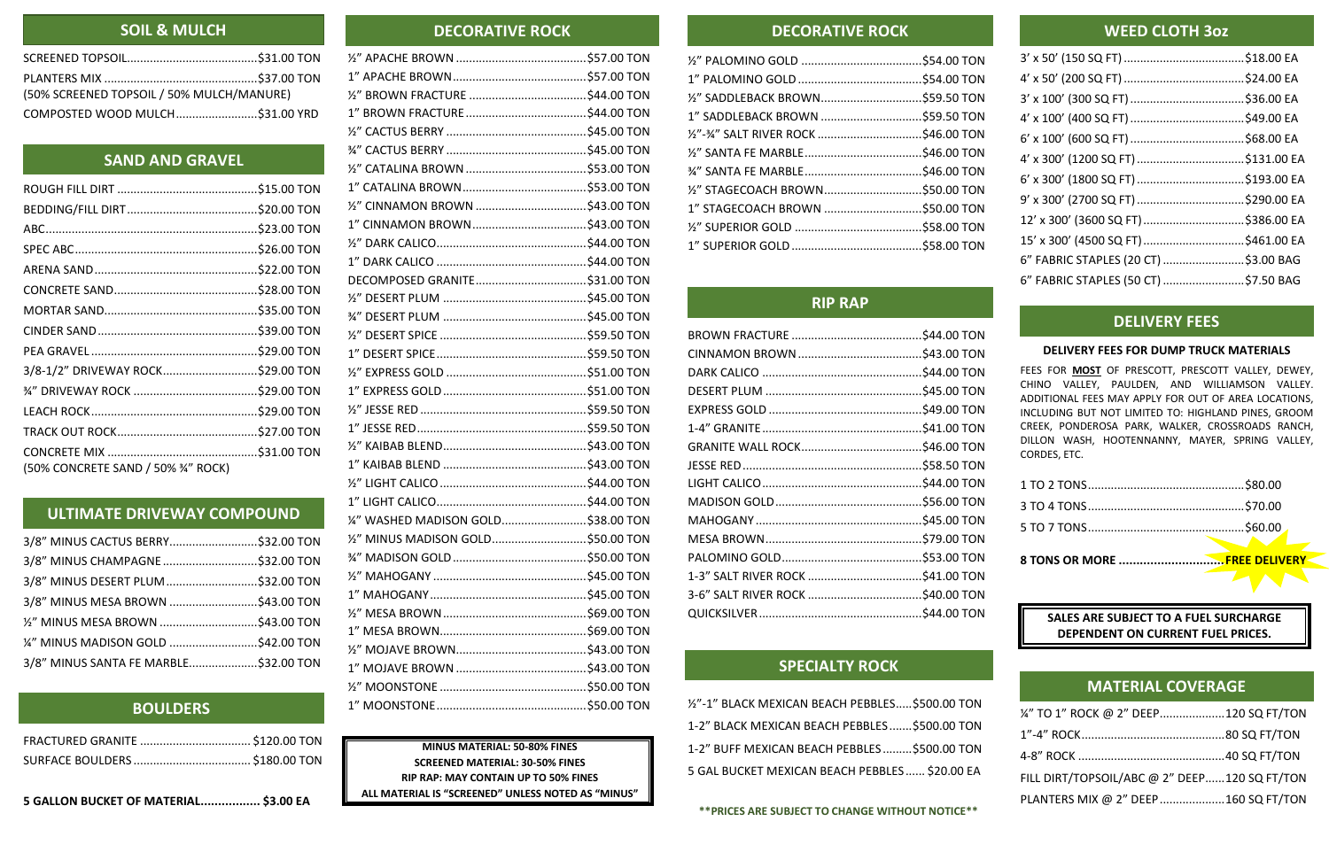## SOIL & MULCH

| Item | Price |
|---|---|
| SCREENED TOPSOIL | $31.00 TON |
| PLANTERS MIX (50% SCREENED TOPSOIL / 50% MULCH/MANURE) | $37.00 TON |
| COMPOSTED WOOD MULCH | $31.00 YRD |

## SAND AND GRAVEL

| Item | Price |
|---|---|
| ROUGH FILL DIRT | $15.00 TON |
| BEDDING/FILL DIRT | $20.00 TON |
| ABC | $23.00 TON |
| SPEC ABC | $26.00 TON |
| ARENA SAND | $22.00 TON |
| CONCRETE SAND | $28.00 TON |
| MORTAR SAND | $35.00 TON |
| CINDER SAND | $39.00 TON |
| PEA GRAVEL | $29.00 TON |
| 3/8-1/2" DRIVEWAY ROCK | $29.00 TON |
| ¾" DRIVEWAY ROCK | $29.00 TON |
| LEACH ROCK | $29.00 TON |
| TRACK OUT ROCK | $27.00 TON |
| CONCRETE MIX (50% CONCRETE SAND / 50% ¾" ROCK) | $31.00 TON |

## ULTIMATE DRIVEWAY COMPOUND

| Item | Price |
|---|---|
| 3/8" MINUS CACTUS BERRY | $32.00 TON |
| 3/8" MINUS CHAMPAGNE | $32.00 TON |
| 3/8" MINUS DESERT PLUM | $32.00 TON |
| 3/8" MINUS MESA BROWN | $43.00 TON |
| ½" MINUS MESA BROWN | $43.00 TON |
| ¼" MINUS MADISON GOLD | $42.00 TON |
| 3/8" MINUS SANTA FE MARBLE | $32.00 TON |

## BOULDERS

| Item | Price |
|---|---|
| FRACTURED GRANITE | $120.00 TON |
| SURFACE BOULDERS | $180.00 TON |

**5 GALLON BUCKET OF MATERIAL................ $3.00 EA**

## DECORATIVE ROCK

| Item | Price |
|---|---|
| ½" APACHE BROWN | $57.00 TON |
| 1" APACHE BROWN | $57.00 TON |
| ½" BROWN FRACTURE | $44.00 TON |
| 1" BROWN FRACTURE | $44.00 TON |
| ½" CACTUS BERRY | $45.00 TON |
| ¾" CACTUS BERRY | $45.00 TON |
| ½" CATALINA BROWN | $53.00 TON |
| 1" CATALINA BROWN | $53.00 TON |
| ½" CINNAMON BROWN | $43.00 TON |
| 1" CINNAMON BROWN | $43.00 TON |
| ½" DARK CALICO | $44.00 TON |
| 1" DARK CALICO | $44.00 TON |
| DECOMPOSED GRANITE | $31.00 TON |
| ½" DESERT PLUM | $45.00 TON |
| ¾" DESERT PLUM | $45.00 TON |
| ½" DESERT SPICE | $59.50 TON |
| 1" DESERT SPICE | $59.50 TON |
| ½" EXPRESS GOLD | $51.00 TON |
| 1" EXPRESS GOLD | $51.00 TON |
| ½" JESSE RED | $59.50 TON |
| 1" JESSE RED | $59.50 TON |
| ½" KAIBAB BLEND | $43.00 TON |
| 1" KAIBAB BLEND | $43.00 TON |
| ½" LIGHT CALICO | $44.00 TON |
| 1" LIGHT CALICO | $44.00 TON |
| ¼" WASHED MADISON GOLD | $38.00 TON |
| ½" MINUS MADISON GOLD | $50.00 TON |
| ¾" MADISON GOLD | $50.00 TON |
| ½" MAHOGANY | $45.00 TON |
| 1" MAHOGANY | $45.00 TON |
| ½" MESA BROWN | $69.00 TON |
| 1" MESA BROWN | $69.00 TON |
| ½" MOJAVE BROWN | $43.00 TON |
| 1" MOJAVE BROWN | $43.00 TON |
| ½" MOONSTONE | $50.00 TON |
| 1" MOONSTONE | $50.00 TON |

**MINUS MATERIAL: 50-80% FINES**
**SCREENED MATERIAL: 30-50% FINES**
**RIP RAP: MAY CONTAIN UP TO 50% FINES**
**ALL MATERIAL IS "SCREENED" UNLESS NOTED AS "MINUS"**

## DECORATIVE ROCK

| Item | Price |
|---|---|
| ½" PALOMINO GOLD | $54.00 TON |
| 1" PALOMINO GOLD | $54.00 TON |
| ½" SADDLEBACK BROWN | $59.50 TON |
| 1" SADDLEBACK BROWN | $59.50 TON |
| ½"-¾" SALT RIVER ROCK | $46.00 TON |
| ½" SANTA FE MARBLE | $46.00 TON |
| ¾" SANTA FE MARBLE | $46.00 TON |
| ½" STAGECOACH BROWN | $50.00 TON |
| 1" STAGECOACH BROWN | $50.00 TON |
| ½" SUPERIOR GOLD | $58.00 TON |
| 1" SUPERIOR GOLD | $58.00 TON |

## RIP RAP

| Item | Price |
|---|---|
| BROWN FRACTURE | $44.00 TON |
| CINNAMON BROWN | $43.00 TON |
| DARK CALICO | $44.00 TON |
| DESERT PLUM | $45.00 TON |
| EXPRESS GOLD | $49.00 TON |
| 1-4" GRANITE | $41.00 TON |
| GRANITE WALL ROCK | $46.00 TON |
| JESSE RED | $58.50 TON |
| LIGHT CALICO | $44.00 TON |
| MADISON GOLD | $56.00 TON |
| MAHOGANY | $45.00 TON |
| MESA BROWN | $79.00 TON |
| PALOMINO GOLD | $53.00 TON |
| 1-3" SALT RIVER ROCK | $41.00 TON |
| 3-6" SALT RIVER ROCK | $40.00 TON |
| QUICKSILVER | $44.00 TON |

## SPECIALTY ROCK

| Item | Price |
|---|---|
| ½"-1" BLACK MEXICAN BEACH PEBBLES | $500.00 TON |
| 1-2" BLACK MEXICAN BEACH PEBBLES | $500.00 TON |
| 1-2" BUFF MEXICAN BEACH PEBBLES | $500.00 TON |
| 5 GAL BUCKET MEXICAN BEACH PEBBLES | $20.00 EA |

**\*\*PRICES ARE SUBJECT TO CHANGE WITHOUT NOTICE\*\***

## WEED CLOTH 3oz

| Item | Price |
|---|---|
| 3' x 50' (150 SQ FT) | $18.00 EA |
| 4' x 50' (200 SQ FT) | $24.00 EA |
| 3' x 100' (300 SQ FT) | $36.00 EA |
| 4' x 100' (400 SQ FT) | $49.00 EA |
| 6' x 100' (600 SQ FT) | $68.00 EA |
| 4' x 300' (1200 SQ FT) | $131.00 EA |
| 6' x 300' (1800 SQ FT) | $193.00 EA |
| 9' x 300' (2700 SQ FT) | $290.00 EA |
| 12' x 300' (3600 SQ FT) | $386.00 EA |
| 15' x 300' (4500 SQ FT) | $461.00 EA |
| 6" FABRIC STAPLES (20 CT) | $3.00 BAG |
| 6" FABRIC STAPLES (50 CT) | $7.50 BAG |

## DELIVERY FEES

**DELIVERY FEES FOR DUMP TRUCK MATERIALS**

FEES FOR **MOST** OF PRESCOTT, PRESCOTT VALLEY, DEWEY, CHINO VALLEY, PAULDEN, AND WILLIAMSON VALLEY. ADDITIONAL FEES MAY APPLY FOR OUT OF AREA LOCATIONS, INCLUDING BUT NOT LIMITED TO: HIGHLAND PINES, GROOM CREEK, PONDEROSA PARK, WALKER, CROSSROADS RANCH, DILLON WASH, HOOTENNANNY, MAYER, SPRING VALLEY, CORDES, ETC.

| Tons | Fee |
|---|---|
| 1 TO 2 TONS | $80.00 |
| 3 TO 4 TONS | $70.00 |
| 5 TO 7 TONS | $60.00 |
| **8 TONS OR MORE** | **FREE DELIVERY** |

**SALES ARE SUBJECT TO A FUEL SURCHARGE DEPENDENT ON CURRENT FUEL PRICES.**

## MATERIAL COVERAGE

| Material | Coverage |
|---|---|
| ¼" TO 1" ROCK @ 2" DEEP | 120 SQ FT/TON |
| 1"-4" ROCK | 80 SQ FT/TON |
| 4-8" ROCK | 40 SQ FT/TON |
| FILL DIRT/TOPSOIL/ABC @ 2" DEEP | 120 SQ FT/TON |
| PLANTERS MIX @ 2" DEEP | 160 SQ FT/TON |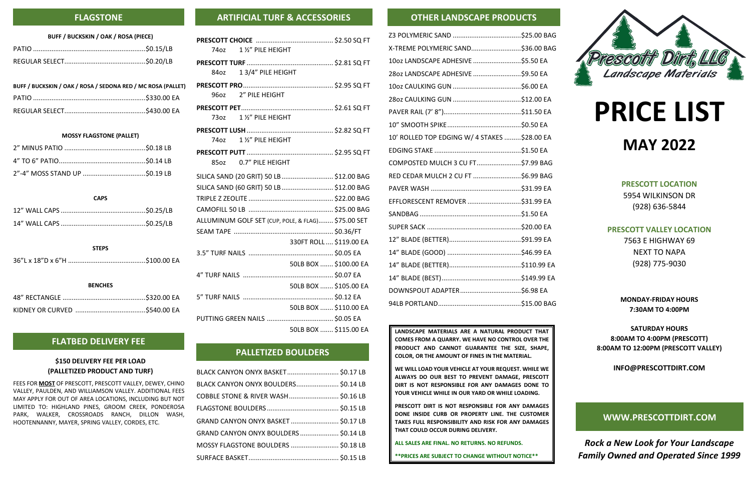## FLAGSTONE

**BUFF / BUCKSKIN / OAK / ROSA (PIECE)**

| | |
|---|---|
| PATIO | $0.15/LB |
| REGULAR SELECT | $0.20/LB |

**BUFF / BUCKSKIN / OAK / ROSA / SEDONA RED / MC ROSA (PALLET)**

| | |
|---|---|
| PATIO | $330.00 EA |
| REGULAR SELECT | $430.00 EA |

**MOSSY FLAGSTONE (PALLET)**

| | |
|---|---|
| 2" MINUS PATIO | $0.18 LB |
| 4" TO 6" PATIO | $0.14 LB |
| 2"-4" MOSS STAND UP | $0.19 LB |

**CAPS**

| | |
|---|---|
| 12" WALL CAPS | $0.25/LB |
| 14" WALL CAPS | $0.25/LB |

**STEPS**

| | |
|---|---|
| 36"L x 18"D x 6"H | $100.00 EA |

**BENCHES**

| | |
|---|---|
| 48" RECTANGLE | $320.00 EA |
| KIDNEY OR CURVED | $540.00 EA |

## FLATBED DELIVERY FEE

**$150 DELIVERY FEE PER LOAD (PALLETIZED PRODUCT AND TURF)**

FEES FOR **MOST** OF PRESCOTT, PRESCOTT VALLEY, DEWEY, CHINO VALLEY, PAULDEN, AND WILLIAMSON VALLEY. ADDITIONAL FEES MAY APPLY FOR OUT OF AREA LOCATIONS, INCLUDING BUT NOT LIMITED TO: HIGHLAND PINES, GROOM CREEK, PONDEROSA PARK, WALKER, CROSSROADS RANCH, DILLON WASH, HOOTENNANNY, MAYER, SPRING VALLEY, CORDES, ETC.

## ARTIFICIAL TURF & ACCESSORIES

| | |
|---|---|
| **PRESCOTT CHOICE** (74oz 1 ½" PILE HEIGHT) | $2.50 SQ FT |
| **PRESCOTT TURF** (84oz 1 3/4" PILE HEIGHT) | $2.81 SQ FT |
| **PRESCOTT PRO** (96oz 2" PILE HEIGHT) | $2.95 SQ FT |
| **PRESCOTT PET** (73oz 1 ½" PILE HEIGHT) | $2.61 SQ FT |
| **PRESCOTT LUSH** (74oz 1 ½" PILE HEIGHT) | $2.82 SQ FT |
| **PRESCOTT PUTT** (85oz 0.7" PILE HEIGHT) | $2.95 SQ FT |
| SILICA SAND (20 GRIT) 50 LB | $12.00 BAG |
| SILICA SAND (60 GRIT) 50 LB | $12.00 BAG |
| TRIPLE Z ZEOLITE | $22.00 BAG |
| CAMOFILL 50 LB | $25.00 BAG |
| ALLUMINUM GOLF SET (CUP, POLE, & FLAG) | $75.00 SET |
| SEAM TAPE | $0.36/FT |
| 330FT ROLL | $119.00 EA |
| 3.5" TURF NAILS | $0.05 EA |
| 50LB BOX | $100.00 EA |
| 4" TURF NAILS | $0.07 EA |
| 50LB BOX | $105.00 EA |
| 5" TURF NAILS | $0.12 EA |
| 50LB BOX | $110.00 EA |
| PUTTING GREEN NAILS | $0.05 EA |
| 50LB BOX | $115.00 EA |

## PALLETIZED BOULDERS

| | |
|---|---|
| BLACK CANYON ONYX BASKET | $0.17 LB |
| BLACK CANYON ONYX BOULDERS | $0.14 LB |
| COBBLE STONE & RIVER WASH | $0.16 LB |
| FLAGSTONE BOULDERS | $0.15 LB |
| GRAND CANYON ONYX BASKET | $0.17 LB |
| GRAND CANYON ONYX BOULDERS | $0.14 LB |
| MOSSY FLAGSTONE BOULDERS | $0.18 LB |
| SURFACE BASKET | $0.15 LB |

## OTHER LANDSCAPE PRODUCTS

| | |
|---|---|
| Z3 POLYMERIC SAND | $25.00 BAG |
| X-TREME POLYMERIC SAND | $36.00 BAG |
| 10oz LANDSCAPE ADHESIVE | $5.50 EA |
| 28oz LANDSCAPE ADHESIVE | $9.50 EA |
| 10oz CAULKING GUN | $6.00 EA |
| 28oz CAULKING GUN | $12.00 EA |
| PAVER RAIL (7' 8") | $11.50 EA |
| 10" SMOOTH SPIKE | $0.50 EA |
| 10' ROLLED TOP EDGING W/ 4 STAKES | $28.00 EA |
| EDGING STAKE | $1.50 EA |
| COMPOSTED MULCH 3 CU FT | $7.99 BAG |
| RED CEDAR MULCH 2 CU FT | $6.99 BAG |
| PAVER WASH | $31.99 EA |
| EFFLORESCENT REMOVER | $31.99 EA |
| SANDBAG | $1.50 EA |
| SUPER SACK | $20.00 EA |
| 12" BLADE (BETTER) | $91.99 EA |
| 14" BLADE (GOOD) | $46.99 EA |
| 14" BLADE (BETTER) | $110.99 EA |
| 14" BLADE (BEST) | $149.99 EA |
| DOWNSPOUT ADAPTER | $6.98 EA |
| 94LB PORTLAND | $15.00 BAG |

**LANDSCAPE MATERIALS ARE A NATURAL PRODUCT THAT COMES FROM A QUARRY. WE HAVE NO CONTROL OVER THE PRODUCT AND CANNOT GUARANTEE THE SIZE, SHAPE, COLOR, OR THE AMOUNT OF FINES IN THE MATERIAL.**

**WE WILL LOAD YOUR VEHICLE AT YOUR REQUEST. WHILE WE ALWAYS DO OUR BEST TO PREVENT DAMAGE, PRESCOTT DIRT IS NOT RESPONSIBLE FOR ANY DAMAGES DONE TO YOUR VEHICLE WHILE IN OUR YARD OR WHILE LOADING.**

**PRESCOTT DIRT IS NOT RESPONSIBLE FOR ANY DAMAGES DONE INSIDE CURB OR PROPERTY LINE. THE CUSTOMER TAKES FULL RESPONSIBILITY AND RISK FOR ANY DAMAGES THAT COULD OCCUR DURING DELIVERY.**

**ALL SALES ARE FINAL. NO RETURNS. NO REFUNDS.**

****PRICES ARE SUBJECT TO CHANGE WITHOUT NOTICE****

Prescott Dirt, LLC
Landscape Materials

# PRICE LIST

## MAY 2022

**PRESCOTT LOCATION**
5954 WILKINSON DR
(928) 636-5844

**PRESCOTT VALLEY LOCATION**
7563 E HIGHWAY 69
NEXT TO NAPA
(928) 775-9030

**MONDAY-FRIDAY HOURS**
**7:30AM TO 4:00PM**

**SATURDAY HOURS**
**8:00AM TO 4:00PM (PRESCOTT)**
**8:00AM TO 12:00PM (PRESCOTT VALLEY)**

**INFO@PRESCOTTDIRT.COM**

## WWW.PRESCOTTDIRT.COM

***Rock a New Look for Your Landscape***
***Family Owned and Operated Since 1999***